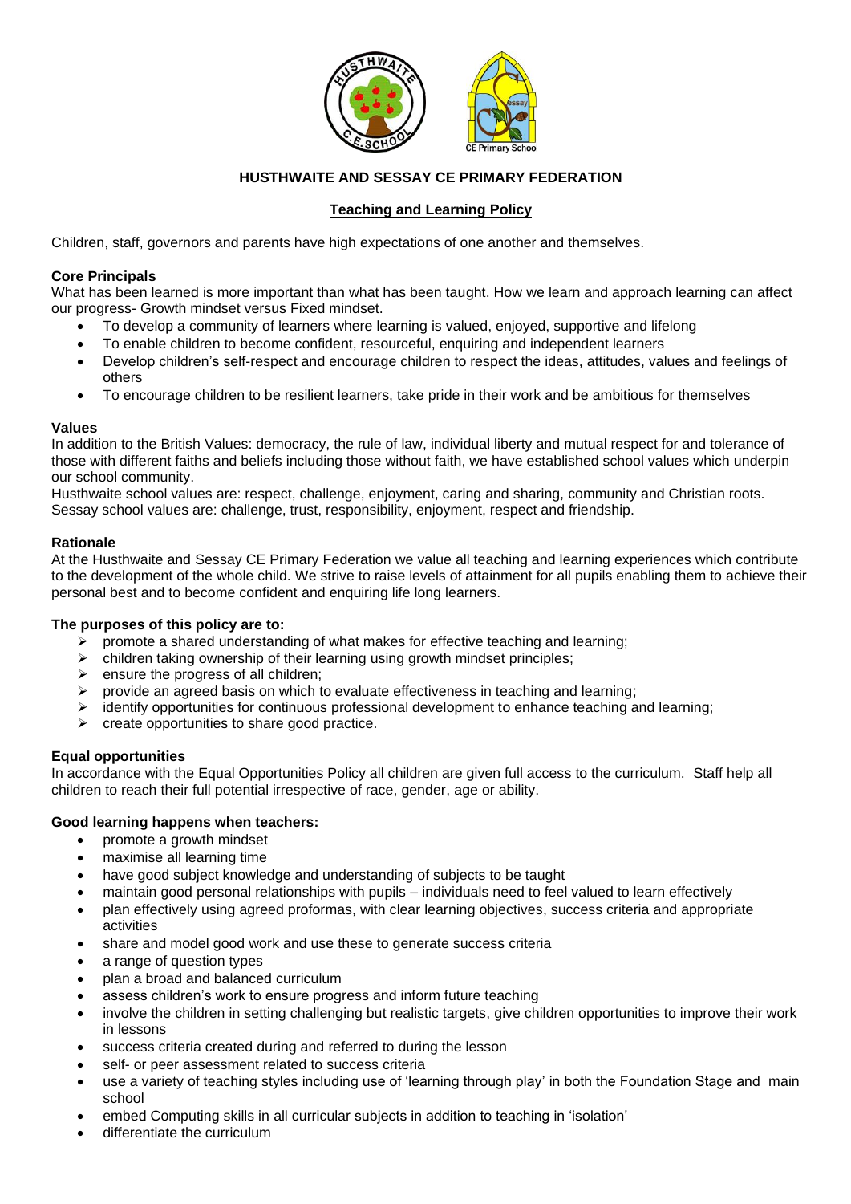**HUSTHWAITE AND SESSAY CE PRIMARY FEDERATION**

**Teaching and Learning Policy**

Children, staff, governors and parents have high expectations of one another and themselves.

**Core Principals**

What has been learned is more important than what has been taught. How we learn and approach learning can affect our progress- Growth mindset versus Fixed mindset.

- To develop a community of learners where learning is valued, enjoyed, supportive and lifelong
- To enable children to become confident, resourceful, enquiring and independent learners
- Develop children's self-respect and encourage children to respect the ideas, attitudes, values and feelings of others
- To encourage children to be resilient learners, take pride in their work and be ambitious for themselves

**Values**

In addition to the British Values: democracy, the rule of law, individual liberty and mutual respect for and tolerance of those with different faiths and beliefs including those without faith, we have established school values which underpin our school community.

Husthwaite school values are: respect, challenge, enjoyment, caring and sharing, community and Christian roots.
Sessay school values are: challenge, trust, responsibility, enjoyment, respect and friendship.

**Rationale**

At the Husthwaite and Sessay CE Primary Federation we value all teaching and learning experiences which contribute to the development of the whole child. We strive to raise levels of attainment for all pupils enabling them to achieve their personal best and to become confident and enquiring life long learners.

**The purposes of this policy are to:**

- promote a shared understanding of what makes for effective teaching and learning;
- children taking ownership of their learning using growth mindset principles;
- ensure the progress of all children;
- provide an agreed basis on which to evaluate effectiveness in teaching and learning;
- identify opportunities for continuous professional development to enhance teaching and learning;
- create opportunities to share good practice.

**Equal opportunities**

In accordance with the Equal Opportunities Policy all children are given full access to the curriculum. Staff help all children to reach their full potential irrespective of race, gender, age or ability.

**Good learning happens when teachers:**

- promote a growth mindset
- maximise all learning time
- have good subject knowledge and understanding of subjects to be taught
- maintain good personal relationships with pupils – individuals need to feel valued to learn effectively
- plan effectively using agreed proformas, with clear learning objectives, success criteria and appropriate activities
- share and model good work and use these to generate success criteria
- a range of question types
- plan a broad and balanced curriculum
- assess children's work to ensure progress and inform future teaching
- involve the children in setting challenging but realistic targets, give children opportunities to improve their work in lessons
- success criteria created during and referred to during the lesson
- self- or peer assessment related to success criteria
- use a variety of teaching styles including use of 'learning through play' in both the Foundation Stage and main school
- embed Computing skills in all curricular subjects in addition to teaching in 'isolation'
- differentiate the curriculum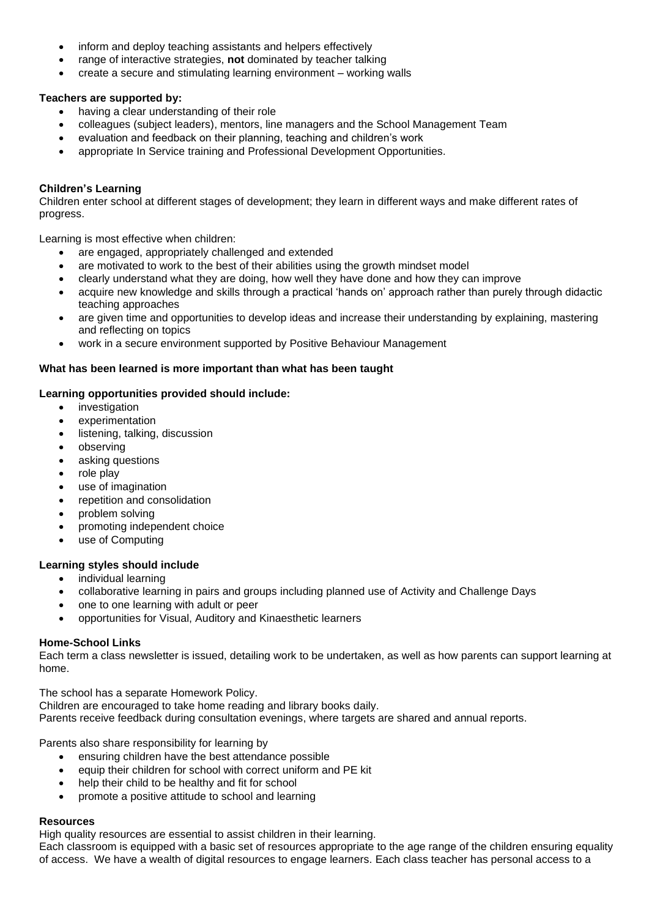- inform and deploy teaching assistants and helpers effectively
- range of interactive strategies, **not** dominated by teacher talking
- create a secure and stimulating learning environment – working walls

**Teachers are supported by:**

- having a clear understanding of their role
- colleagues (subject leaders), mentors, line managers and the School Management Team
- evaluation and feedback on their planning, teaching and children's work
- appropriate In Service training and Professional Development Opportunities.

**Children's Learning**

Children enter school at different stages of development; they learn in different ways and make different rates of progress.

Learning is most effective when children:

- are engaged, appropriately challenged and extended
- are motivated to work to the best of their abilities using the growth mindset model
- clearly understand what they are doing, how well they have done and how they can improve
- acquire new knowledge and skills through a practical 'hands on' approach rather than purely through didactic teaching approaches
- are given time and opportunities to develop ideas and increase their understanding by explaining, mastering and reflecting on topics
- work in a secure environment supported by Positive Behaviour Management

**What has been learned is more important than what has been taught**

**Learning opportunities provided should include:**

- investigation
- experimentation
- listening, talking, discussion
- observing
- asking questions
- role play
- use of imagination
- repetition and consolidation
- problem solving
- promoting independent choice
- use of Computing

**Learning styles should include**

- individual learning
- collaborative learning in pairs and groups including planned use of Activity and Challenge Days
- one to one learning with adult or peer
- opportunities for Visual, Auditory and Kinaesthetic learners

**Home-School Links**

Each term a class newsletter is issued, detailing work to be undertaken, as well as how parents can support learning at home.

The school has a separate Homework Policy.
Children are encouraged to take home reading and library books daily.
Parents receive feedback during consultation evenings, where targets are shared and annual reports.

Parents also share responsibility for learning by

- ensuring children have the best attendance possible
- equip their children for school with correct uniform and PE kit
- help their child to be healthy and fit for school
- promote a positive attitude to school and learning

**Resources**

High quality resources are essential to assist children in their learning.
Each classroom is equipped with a basic set of resources appropriate to the age range of the children ensuring equality of access. We have a wealth of digital resources to engage learners. Each class teacher has personal access to a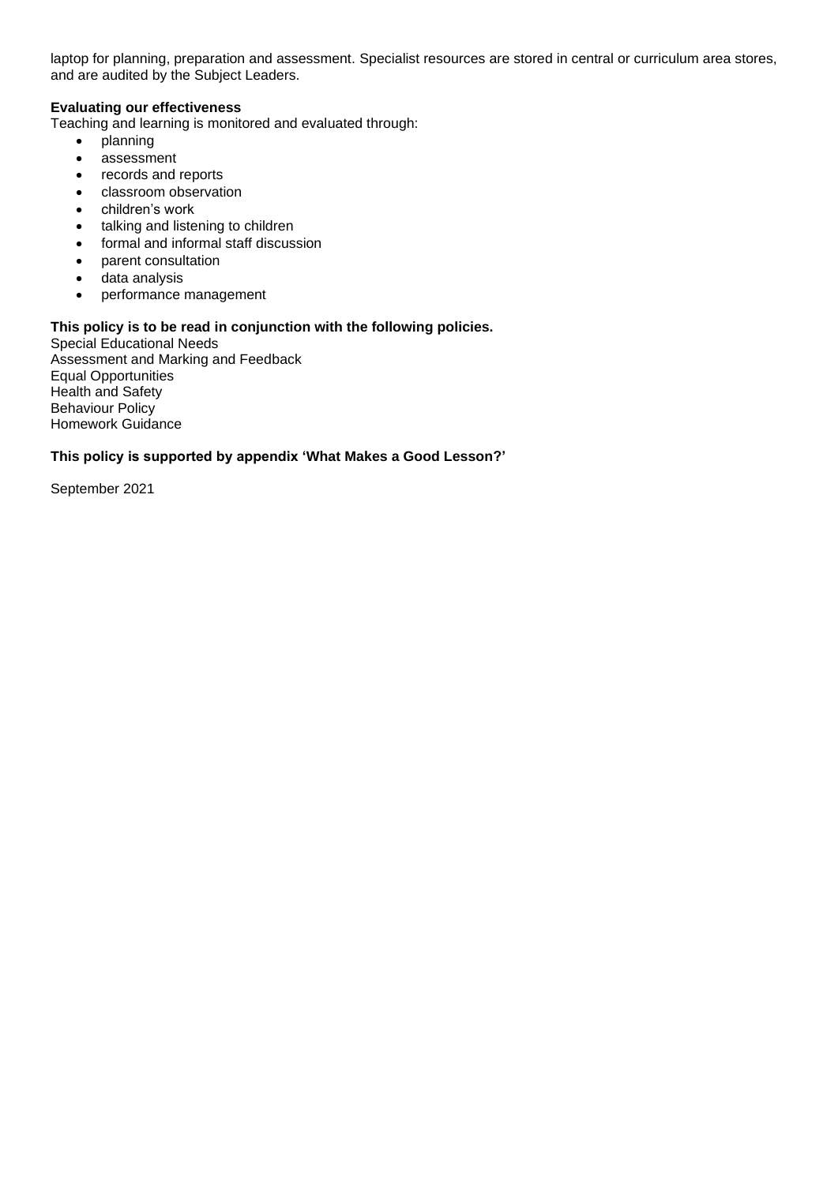laptop for planning, preparation and assessment. Specialist resources are stored in central or curriculum area stores, and are audited by the Subject Leaders.

**Evaluating our effectiveness**

Teaching and learning is monitored and evaluated through:

- planning
- assessment
- records and reports
- classroom observation
- children's work
- talking and listening to children
- formal and informal staff discussion
- parent consultation
- data analysis
- performance management

**This policy is to be read in conjunction with the following policies.**

Special Educational Needs
Assessment and Marking and Feedback
Equal Opportunities
Health and Safety
Behaviour Policy
Homework Guidance

**This policy is supported by appendix 'What Makes a Good Lesson?'**

September 2021